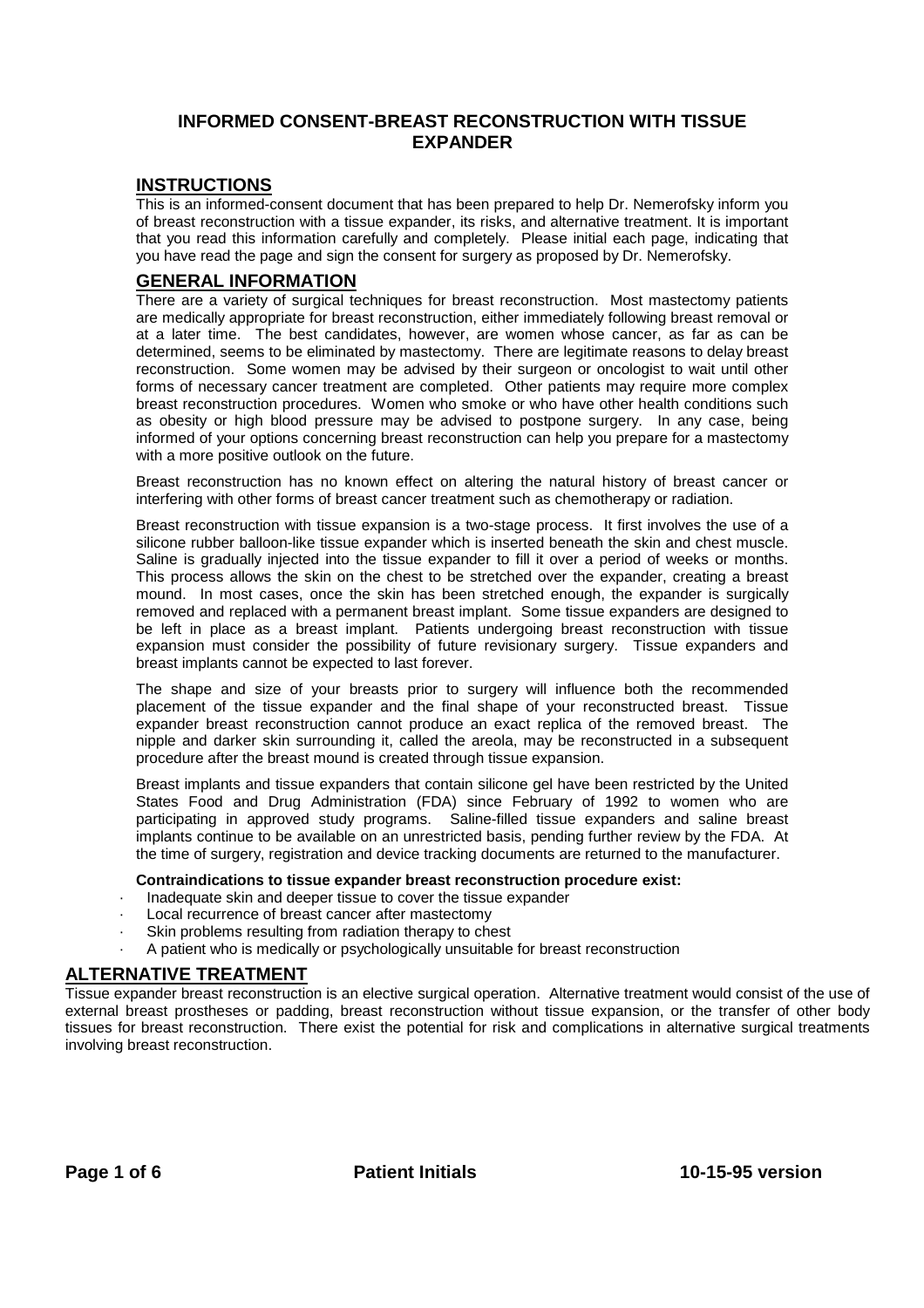# INFORMED CONSENT-BREAST RECONSTRUCTION WITH TISSUE EXPANDER

## INSTRUCTIONS

This is an informed-consent document that has been prepared to help Dr. Nemerofsky inform you of breast reconstruction with a tissue expander, its risks, and alternative treatment. It is important that you read this information carefully and completely. Please initial each page, indicating that you have read the page and sign the consent for surgery as proposed by Dr. Nemerofsky.

## GENERAL INFORMATION

There are a variety of surgical techniques for breast reconstruction. Most mastectomy patients are medically appropriate for breast reconstruction, either immediately following breast removal or at a later time. The best candidates, however, are women whose cancer, as far as can be determined, seems to be eliminated by mastectomy. There are legitimate reasons to delay breast reconstruction. Some women may be advised by their surgeon or oncologist to wait until other forms of necessary cancer treatment are completed. Other patients may require more complex breast reconstruction procedures. Women who smoke or who have other health conditions such as obesity or high blood pressure may be advised to postpone surgery. In any case, being informed of your options concerning breast reconstruction can help you prepare for a mastectomy with a more positive outlook on the future.

Breast reconstruction has no known effect on altering the natural history of breast cancer or interfering with other forms of breast cancer treatment such as chemotherapy or radiation.

Breast reconstruction with tissue expansion is a two-stage process. It first involves the use of a silicone rubber balloon-like tissue expander which is inserted beneath the skin and chest muscle. Saline is gradually injected into the tissue expander to fill it over a period of weeks or months. This process allows the skin on the chest to be stretched over the expander, creating a breast mound. In most cases, once the skin has been stretched enough, the expander is surgically removed and replaced with a permanent breast implant. Some tissue expanders are designed to be left in place as a breast implant. Patients undergoing breast reconstruction with tissue expansion must consider the possibility of future revisionary surgery. Tissue expanders and breast implants cannot be expected to last forever.

The shape and size of your breasts prior to surgery will influence both the recommended placement of the tissue expander and the final shape of your reconstructed breast. Tissue expander breast reconstruction cannot produce an exact replica of the removed breast. The nipple and darker skin surrounding it, called the areola, may be reconstructed in a subsequent procedure after the breast mound is created through tissue expansion.

Breast implants and tissue expanders that contain silicone gel have been restricted by the United States Food and Drug Administration (FDA) since February of 1992 to women who are participating in approved study programs. Saline-filled tissue expanders and saline breast implants continue to be available on an unrestricted basis, pending further review by the FDA. At the time of surgery, registration and device tracking documents are returned to the manufacturer.

**Contraindications to tissue expander breast reconstruction procedure exist:**

- Inadequate skin and deeper tissue to cover the tissue expander
- Local recurrence of breast cancer after mastectomy
- Skin problems resulting from radiation therapy to chest
- A patient who is medically or psychologically unsuitable for breast reconstruction

## ALTERNATIVE TREATMENT

Tissue expander breast reconstruction is an elective surgical operation. Alternative treatment would consist of the use of external breast prostheses or padding, breast reconstruction without tissue expansion, or the transfer of other body tissues for breast reconstruction. There exist the potential for risk and complications in alternative surgical treatments involving breast reconstruction.

**Patient Initials** **10-15-95 version**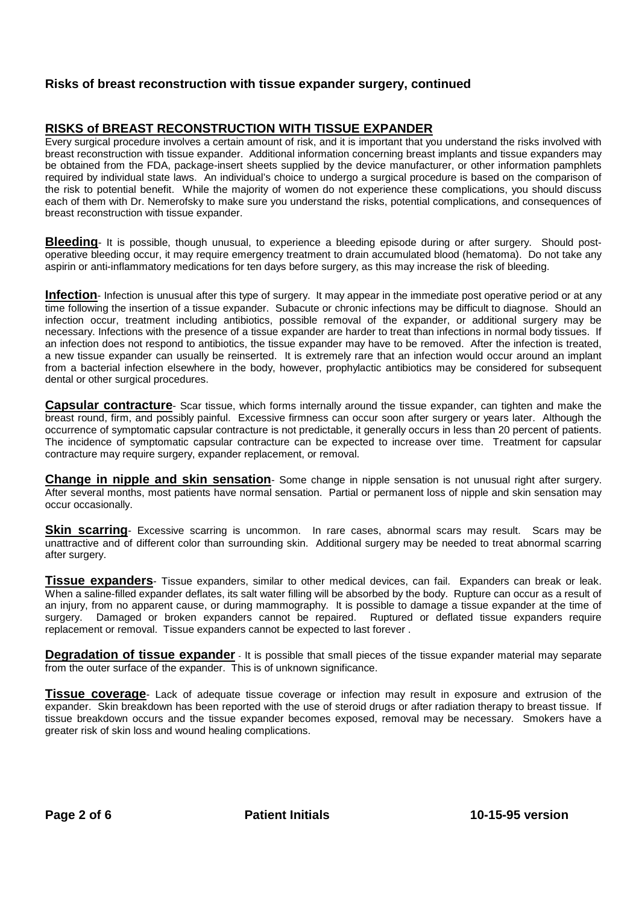**Risks of breast reconstruction with tissue expander surgery, continued**

## RISKS of BREAST RECONSTRUCTION WITH TISSUE EXPANDER

Every surgical procedure involves a certain amount of risk, and it is important that you understand the risks involved with breast reconstruction with tissue expander. Additional information concerning breast implants and tissue expanders may be obtained from the FDA, package-insert sheets supplied by the device manufacturer, or other information pamphlets required by individual state laws. An individual's choice to undergo a surgical procedure is based on the comparison of the risk to potential benefit. While the majority of women do not experience these complications, you should discuss each of them with Dr. Nemerofsky to make sure you understand the risks, potential complications, and consequences of breast reconstruction with tissue expander.

**Bleeding**- It is possible, though unusual, to experience a bleeding episode during or after surgery. Should post-operative bleeding occur, it may require emergency treatment to drain accumulated blood (hematoma). Do not take any aspirin or anti-inflammatory medications for ten days before surgery, as this may increase the risk of bleeding.

**Infection**- Infection is unusual after this type of surgery. It may appear in the immediate post operative period or at any time following the insertion of a tissue expander. Subacute or chronic infections may be difficult to diagnose. Should an infection occur, treatment including antibiotics, possible removal of the expander, or additional surgery may be necessary. Infections with the presence of a tissue expander are harder to treat than infections in normal body tissues. If an infection does not respond to antibiotics, the tissue expander may have to be removed. After the infection is treated, a new tissue expander can usually be reinserted. It is extremely rare that an infection would occur around an implant from a bacterial infection elsewhere in the body, however, prophylactic antibiotics may be considered for subsequent dental or other surgical procedures.

**Capsular contracture**- Scar tissue, which forms internally around the tissue expander, can tighten and make the breast round, firm, and possibly painful. Excessive firmness can occur soon after surgery or years later. Although the occurrence of symptomatic capsular contracture is not predictable, it generally occurs in less than 20 percent of patients. The incidence of symptomatic capsular contracture can be expected to increase over time. Treatment for capsular contracture may require surgery, expander replacement, or removal.

**Change in nipple and skin sensation**- Some change in nipple sensation is not unusual right after surgery. After several months, most patients have normal sensation. Partial or permanent loss of nipple and skin sensation may occur occasionally.

**Skin scarring**- Excessive scarring is uncommon. In rare cases, abnormal scars may result. Scars may be unattractive and of different color than surrounding skin. Additional surgery may be needed to treat abnormal scarring after surgery.

**Tissue expanders**- Tissue expanders, similar to other medical devices, can fail. Expanders can break or leak. When a saline-filled expander deflates, its salt water filling will be absorbed by the body. Rupture can occur as a result of an injury, from no apparent cause, or during mammography. It is possible to damage a tissue expander at the time of surgery. Damaged or broken expanders cannot be repaired. Ruptured or deflated tissue expanders require replacement or removal. Tissue expanders cannot be expected to last forever .

**Degradation of tissue expander** - It is possible that small pieces of the tissue expander material may separate from the outer surface of the expander. This is of unknown significance.

**Tissue coverage**- Lack of adequate tissue coverage or infection may result in exposure and extrusion of the expander. Skin breakdown has been reported with the use of steroid drugs or after radiation therapy to breast tissue. If tissue breakdown occurs and the tissue expander becomes exposed, removal may be necessary. Smokers have a greater risk of skin loss and wound healing complications.

**Patient Initials** **10-15-95 version**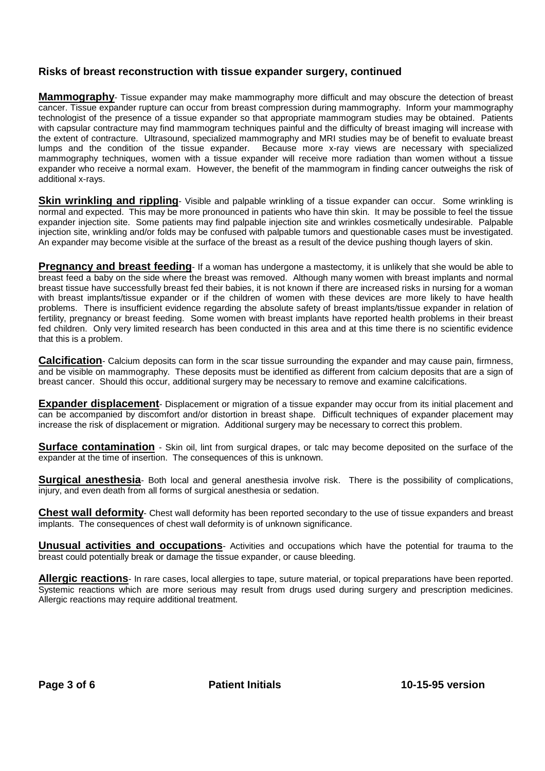## Risks of breast reconstruction with tissue expander surgery, continued

**Mammography**- Tissue expander may make mammography more difficult and may obscure the detection of breast cancer. Tissue expander rupture can occur from breast compression during mammography. Inform your mammography technologist of the presence of a tissue expander so that appropriate mammogram studies may be obtained. Patients with capsular contracture may find mammogram techniques painful and the difficulty of breast imaging will increase with the extent of contracture. Ultrasound, specialized mammography and MRI studies may be of benefit to evaluate breast lumps and the condition of the tissue expander. Because more x-ray views are necessary with specialized mammography techniques, women with a tissue expander will receive more radiation than women without a tissue expander who receive a normal exam. However, the benefit of the mammogram in finding cancer outweighs the risk of additional x-rays.

**Skin wrinkling and rippling**- Visible and palpable wrinkling of a tissue expander can occur. Some wrinkling is normal and expected. This may be more pronounced in patients who have thin skin. It may be possible to feel the tissue expander injection site. Some patients may find palpable injection site and wrinkles cosmetically undesirable. Palpable injection site, wrinkling and/or folds may be confused with palpable tumors and questionable cases must be investigated. An expander may become visible at the surface of the breast as a result of the device pushing though layers of skin.

**Pregnancy and breast feeding**- If a woman has undergone a mastectomy, it is unlikely that she would be able to breast feed a baby on the side where the breast was removed. Although many women with breast implants and normal breast tissue have successfully breast fed their babies, it is not known if there are increased risks in nursing for a woman with breast implants/tissue expander or if the children of women with these devices are more likely to have health problems. There is insufficient evidence regarding the absolute safety of breast implants/tissue expander in relation of fertility, pregnancy or breast feeding. Some women with breast implants have reported health problems in their breast fed children. Only very limited research has been conducted in this area and at this time there is no scientific evidence that this is a problem.

**Calcification**- Calcium deposits can form in the scar tissue surrounding the expander and may cause pain, firmness, and be visible on mammography. These deposits must be identified as different from calcium deposits that are a sign of breast cancer. Should this occur, additional surgery may be necessary to remove and examine calcifications.

**Expander displacement**- Displacement or migration of a tissue expander may occur from its initial placement and can be accompanied by discomfort and/or distortion in breast shape. Difficult techniques of expander placement may increase the risk of displacement or migration. Additional surgery may be necessary to correct this problem.

**Surface contamination** - Skin oil, lint from surgical drapes, or talc may become deposited on the surface of the expander at the time of insertion. The consequences of this is unknown.

**Surgical anesthesia**- Both local and general anesthesia involve risk. There is the possibility of complications, injury, and even death from all forms of surgical anesthesia or sedation.

**Chest wall deformity**- Chest wall deformity has been reported secondary to the use of tissue expanders and breast implants. The consequences of chest wall deformity is of unknown significance.

**Unusual activities and occupations**- Activities and occupations which have the potential for trauma to the breast could potentially break or damage the tissue expander, or cause bleeding.

**Allergic reactions**- In rare cases, local allergies to tape, suture material, or topical preparations have been reported. Systemic reactions which are more serious may result from drugs used during surgery and prescription medicines. Allergic reactions may require additional treatment.

**Patient Initials**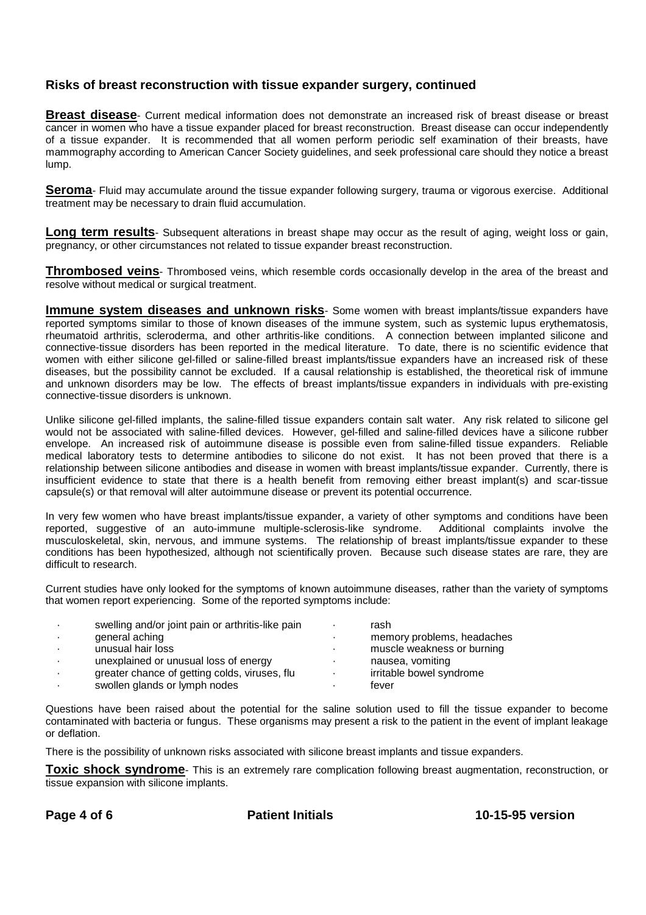### Risks of breast reconstruction with tissue expander surgery, continued

**Breast disease**- Current medical information does not demonstrate an increased risk of breast disease or breast cancer in women who have a tissue expander placed for breast reconstruction. Breast disease can occur independently of a tissue expander. It is recommended that all women perform periodic self examination of their breasts, have mammography according to American Cancer Society guidelines, and seek professional care should they notice a breast lump.

**Seroma**- Fluid may accumulate around the tissue expander following surgery, trauma or vigorous exercise. Additional treatment may be necessary to drain fluid accumulation.

**Long term results**- Subsequent alterations in breast shape may occur as the result of aging, weight loss or gain, pregnancy, or other circumstances not related to tissue expander breast reconstruction.

**Thrombosed veins**- Thrombosed veins, which resemble cords occasionally develop in the area of the breast and resolve without medical or surgical treatment.

**Immune system diseases and unknown risks**- Some women with breast implants/tissue expanders have reported symptoms similar to those of known diseases of the immune system, such as systemic lupus erythematosis, rheumatoid arthritis, scleroderma, and other arthritis-like conditions. A connection between implanted silicone and connective-tissue disorders has been reported in the medical literature. To date, there is no scientific evidence that women with either silicone gel-filled or saline-filled breast implants/tissue expanders have an increased risk of these diseases, but the possibility cannot be excluded. If a causal relationship is established, the theoretical risk of immune and unknown disorders may be low. The effects of breast implants/tissue expanders in individuals with pre-existing connective-tissue disorders is unknown.

Unlike silicone gel-filled implants, the saline-filled tissue expanders contain salt water. Any risk related to silicone gel would not be associated with saline-filled devices. However, gel-filled and saline-filled devices have a silicone rubber envelope. An increased risk of autoimmune disease is possible even from saline-filled tissue expanders. Reliable medical laboratory tests to determine antibodies to silicone do not exist. It has not been proved that there is a relationship between silicone antibodies and disease in women with breast implants/tissue expander. Currently, there is insufficient evidence to state that there is a health benefit from removing either breast implant(s) and scar-tissue capsule(s) or that removal will alter autoimmune disease or prevent its potential occurrence.

In very few women who have breast implants/tissue expander, a variety of other symptoms and conditions have been reported, suggestive of an auto-immune multiple-sclerosis-like syndrome. Additional complaints involve the musculoskeletal, skin, nervous, and immune systems. The relationship of breast implants/tissue expander to these conditions has been hypothesized, although not scientifically proven. Because such disease states are rare, they are difficult to research.

Current studies have only looked for the symptoms of known autoimmune diseases, rather than the variety of symptoms that women report experiencing. Some of the reported symptoms include:

- swelling and/or joint pain or arthritis-like pain
- general aching
- unusual hair loss
- unexplained or unusual loss of energy
- greater chance of getting colds, viruses, flu
- swollen glands or lymph nodes
- rash
- memory problems, headaches
- muscle weakness or burning
- nausea, vomiting
- irritable bowel syndrome
- fever

Questions have been raised about the potential for the saline solution used to fill the tissue expander to become contaminated with bacteria or fungus. These organisms may present a risk to the patient in the event of implant leakage or deflation.

There is the possibility of unknown risks associated with silicone breast implants and tissue expanders.

**Toxic shock syndrome**- This is an extremely rare complication following breast augmentation, reconstruction, or tissue expansion with silicone implants.

**Patient Initials** **10-15-95 version**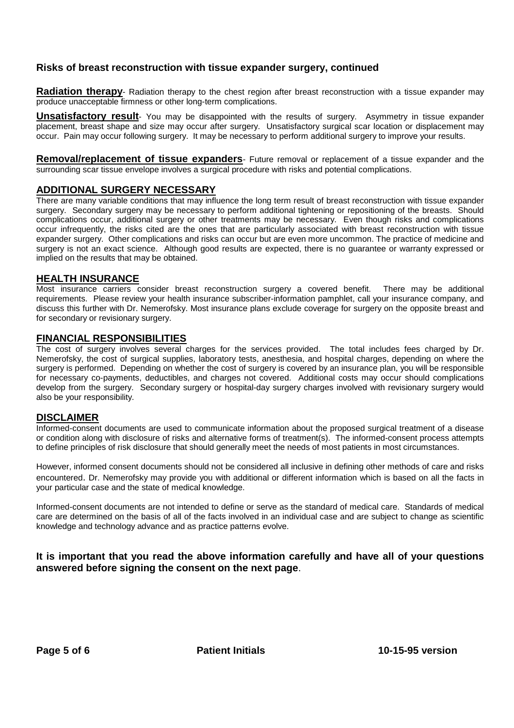## Risks of breast reconstruction with tissue expander surgery, continued

**Radiation therapy**- Radiation therapy to the chest region after breast reconstruction with a tissue expander may produce unacceptable firmness or other long-term complications.

**Unsatisfactory result**- You may be disappointed with the results of surgery. Asymmetry in tissue expander placement, breast shape and size may occur after surgery. Unsatisfactory surgical scar location or displacement may occur. Pain may occur following surgery. It may be necessary to perform additional surgery to improve your results.

**Removal/replacement of tissue expanders**- Future removal or replacement of a tissue expander and the surrounding scar tissue envelope involves a surgical procedure with risks and potential complications.

## ADDITIONAL SURGERY NECESSARY

There are many variable conditions that may influence the long term result of breast reconstruction with tissue expander surgery. Secondary surgery may be necessary to perform additional tightening or repositioning of the breasts. Should complications occur, additional surgery or other treatments may be necessary. Even though risks and complications occur infrequently, the risks cited are the ones that are particularly associated with breast reconstruction with tissue expander surgery. Other complications and risks can occur but are even more uncommon. The practice of medicine and surgery is not an exact science. Although good results are expected, there is no guarantee or warranty expressed or implied on the results that may be obtained.

## HEALTH INSURANCE

Most insurance carriers consider breast reconstruction surgery a covered benefit. There may be additional requirements. Please review your health insurance subscriber-information pamphlet, call your insurance company, and discuss this further with Dr. Nemerofsky. Most insurance plans exclude coverage for surgery on the opposite breast and for secondary or revisionary surgery.

## FINANCIAL RESPONSIBILITIES

The cost of surgery involves several charges for the services provided. The total includes fees charged by Dr. Nemerofsky, the cost of surgical supplies, laboratory tests, anesthesia, and hospital charges, depending on where the surgery is performed. Depending on whether the cost of surgery is covered by an insurance plan, you will be responsible for necessary co-payments, deductibles, and charges not covered. Additional costs may occur should complications develop from the surgery. Secondary surgery or hospital-day surgery charges involved with revisionary surgery would also be your responsibility.

## DISCLAIMER

Informed-consent documents are used to communicate information about the proposed surgical treatment of a disease or condition along with disclosure of risks and alternative forms of treatment(s). The informed-consent process attempts to define principles of risk disclosure that should generally meet the needs of most patients in most circumstances.

However, informed consent documents should not be considered all inclusive in defining other methods of care and risks encountered. Dr. Nemerofsky may provide you with additional or different information which is based on all the facts in your particular case and the state of medical knowledge.

Informed-consent documents are not intended to define or serve as the standard of medical care. Standards of medical care are determined on the basis of all of the facts involved in an individual case and are subject to change as scientific knowledge and technology advance and as practice patterns evolve.

**It is important that you read the above information carefully and have all of your questions answered before signing the consent on the next page**.

**Patient Initials** **10-15-95 version**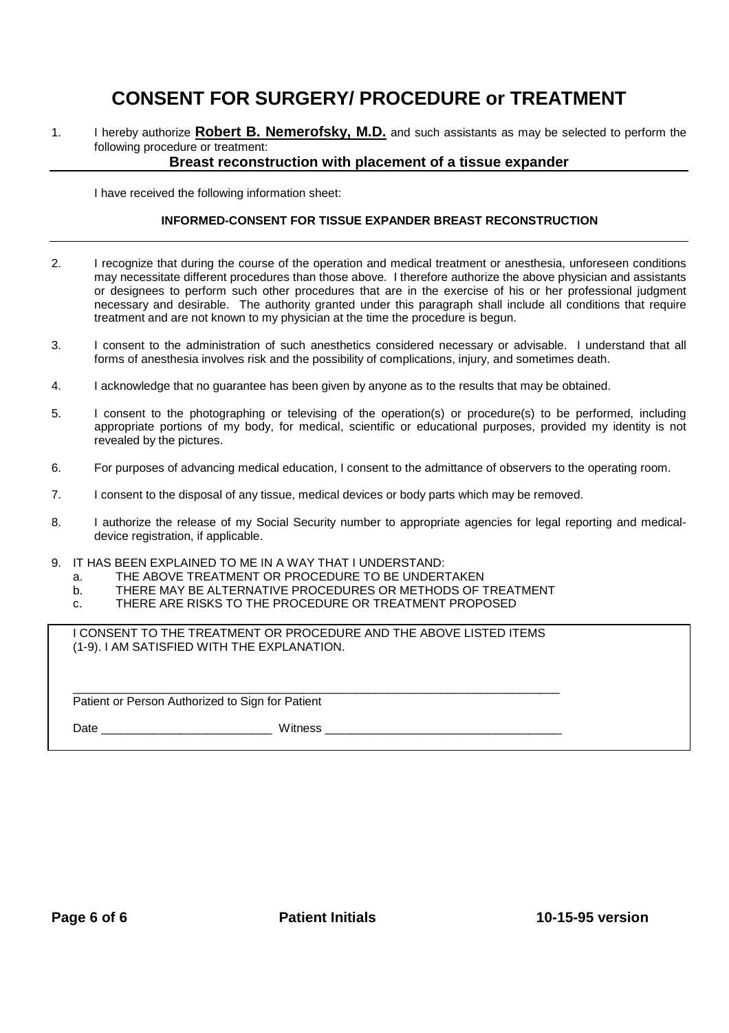# CONSENT FOR SURGERY/ PROCEDURE or TREATMENT

1. I hereby authorize **Robert B. Nemerofsky, M.D.** and such assistants as may be selected to perform the following procedure or treatment:

**Breast reconstruction with placement of a tissue expander**

I have received the following information sheet:

**INFORMED-CONSENT FOR TISSUE EXPANDER BREAST RECONSTRUCTION**

2. I recognize that during the course of the operation and medical treatment or anesthesia, unforeseen conditions may necessitate different procedures than those above. I therefore authorize the above physician and assistants or designees to perform such other procedures that are in the exercise of his or her professional judgment necessary and desirable. The authority granted under this paragraph shall include all conditions that require treatment and are not known to my physician at the time the procedure is begun.

3. I consent to the administration of such anesthetics considered necessary or advisable. I understand that all forms of anesthesia involves risk and the possibility of complications, injury, and sometimes death.

4. I acknowledge that no guarantee has been given by anyone as to the results that may be obtained.

5. I consent to the photographing or televising of the operation(s) or procedure(s) to be performed, including appropriate portions of my body, for medical, scientific or educational purposes, provided my identity is not revealed by the pictures.

6. For purposes of advancing medical education, I consent to the admittance of observers to the operating room.

7. I consent to the disposal of any tissue, medical devices or body parts which may be removed.

8. I authorize the release of my Social Security number to appropriate agencies for legal reporting and medical-device registration, if applicable.

9. IT HAS BEEN EXPLAINED TO ME IN A WAY THAT I UNDERSTAND:
   a. THE ABOVE TREATMENT OR PROCEDURE TO BE UNDERTAKEN
   b. THERE MAY BE ALTERNATIVE PROCEDURES OR METHODS OF TREATMENT
   c. THERE ARE RISKS TO THE PROCEDURE OR TREATMENT PROPOSED

I CONSENT TO THE TREATMENT OR PROCEDURE AND THE ABOVE LISTED ITEMS (1-9). I AM SATISFIED WITH THE EXPLANATION.

_______________________________________________________________________________
Patient or Person Authorized to Sign for Patient

Date __________________________ Witness ____________________________________

**Patient Initials** **10-15-95 version**